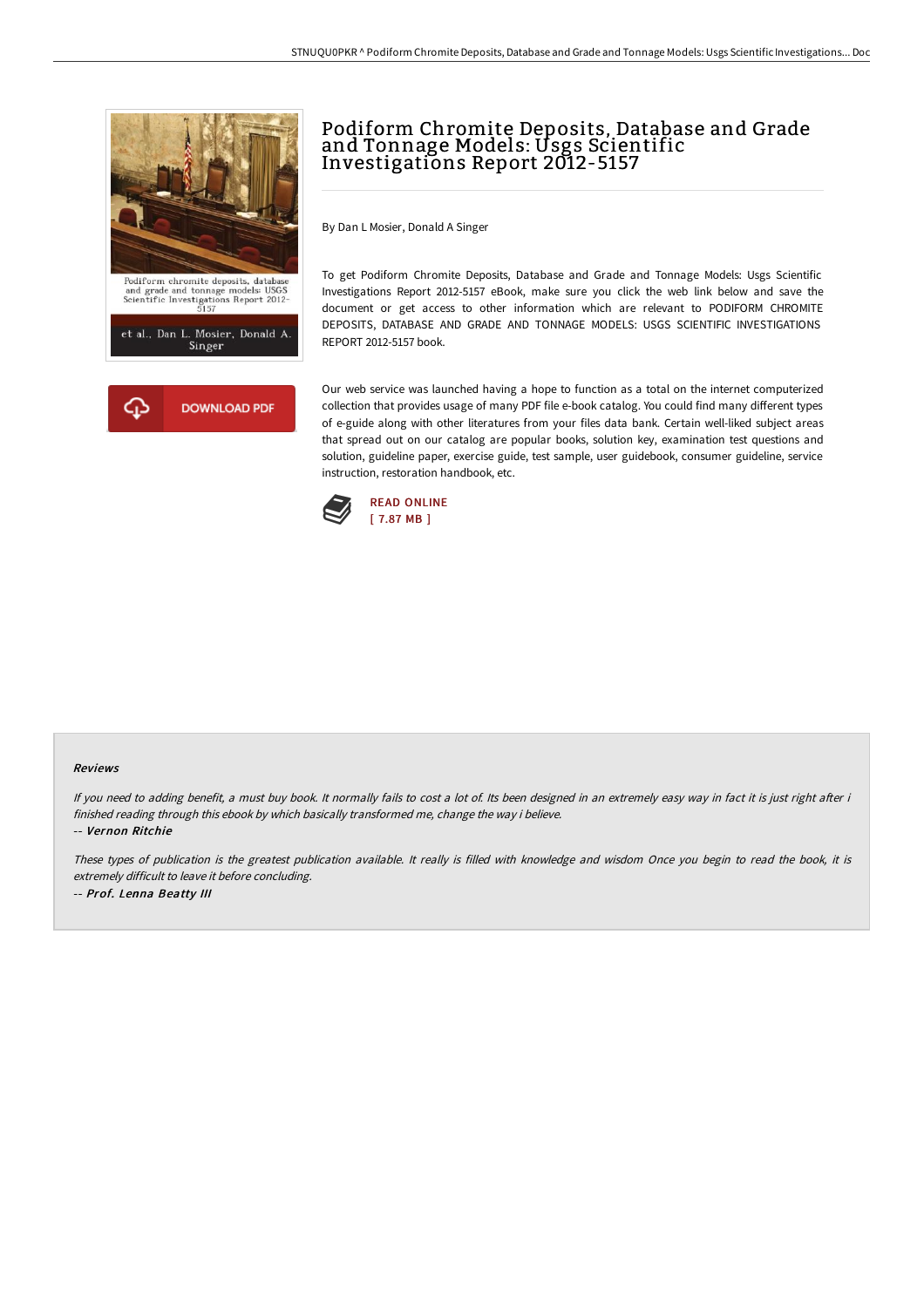# Podiform Chromite Deposits, Database and Grade and Tonnage Models: Usgs Scientific Investigations Report 2012-5157

By Dan L Mosier, Donald A Singer

To get Podiform Chromite Deposits, Database and Grade and Tonnage Models: Usgs Scientific Investigations Report 2012-5157 eBook, make sure you click the web link below and save the document or get access to other information which are relevant to PODIFORM CHROMITE DEPOSITS, DATABASE AND GRADE AND TONNAGE MODELS: USGS SCIENTIFIC INVESTIGATIONS REPORT 2012-5157 book.

DOWNLOAD PDF

Our web service was launched having a hope to function as a total on the internet computerized collection that provides usage of many PDF file e-book catalog. You could find many different types of e-guide along with other literatures from your files data bank. Certain well-liked subject areas that spread out on our catalog are popular books, solution key, examination test questions and solution, guideline paper, exercise guide, test sample, user guidebook, consumer guideline, service instruction, restoration handbook, etc.

READ ONLINE
[ 7.87 MB ]

### Reviews

*If you need to adding benefit, a must buy book. It normally fails to cost a lot of. Its been designed in an extremely easy way in fact it is just right after i finished reading through this ebook by which basically transformed me, change the way i believe.*

-- ***Vernon Ritchie***

*These types of publication is the greatest publication available. It really is filled with knowledge and wisdom Once you begin to read the book, it is extremely difficult to leave it before concluding.*

-- ***Prof. Lenna Beatty III***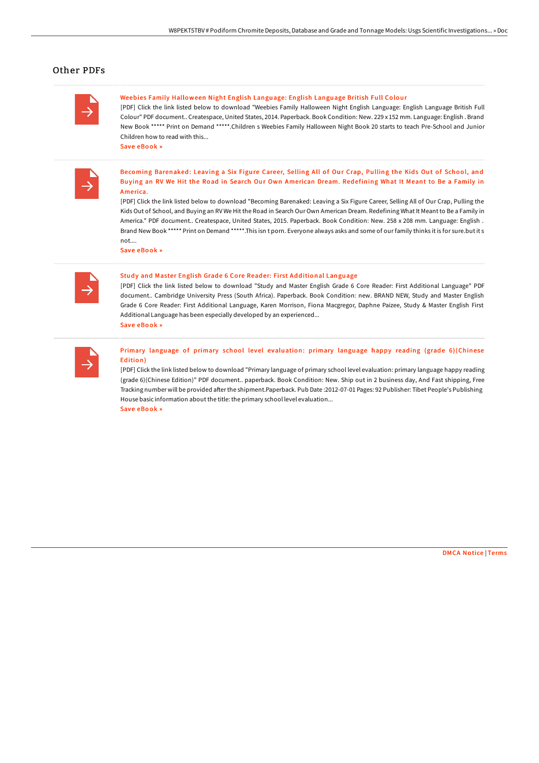## Other PDFs

**Weebies Family Halloween Night English Language: English Language British Full Colour**

[PDF] Click the link listed below to download "Weebies Family Halloween Night English Language: English Language British Full Colour" PDF document.. Createspace, United States, 2014. Paperback. Book Condition: New. 229 x 152 mm. Language: English . Brand New Book ***** Print on Demand *****.Children s Weebies Family Halloween Night Book 20 starts to teach Pre-School and Junior Children how to read with this...

Save eBook »

**Becoming Barenaked: Leaving a Six Figure Career, Selling All of Our Crap, Pulling the Kids Out of School, and Buying an RV We Hit the Road in Search Our Own American Dream. Redefining What It Meant to Be a Family in America.**

[PDF] Click the link listed below to download "Becoming Barenaked: Leaving a Six Figure Career, Selling All of Our Crap, Pulling the Kids Out of School, and Buying an RV We Hit the Road in Search Our Own American Dream. Redefining What It Meant to Be a Family in America." PDF document.. Createspace, United States, 2015. Paperback. Book Condition: New. 258 x 208 mm. Language: English . Brand New Book ***** Print on Demand *****.This isn t porn. Everyone always asks and some of our family thinks it is for sure.but it s not....

Save eBook »

**Study and Master English Grade 6 Core Reader: First Additional Language**

[PDF] Click the link listed below to download "Study and Master English Grade 6 Core Reader: First Additional Language" PDF document.. Cambridge University Press (South Africa). Paperback. Book Condition: new. BRAND NEW, Study and Master English Grade 6 Core Reader: First Additional Language, Karen Morrison, Fiona Macgregor, Daphne Paizee, Study & Master English First Additional Language has been especially developed by an experienced...

Save eBook »

**Primary language of primary school level evaluation: primary language happy reading (grade 6)(Chinese Edition)**

[PDF] Click the link listed below to download "Primary language of primary school level evaluation: primary language happy reading (grade 6)(Chinese Edition)" PDF document.. paperback. Book Condition: New. Ship out in 2 business day, And Fast shipping, Free Tracking number will be provided after the shipment.Paperback. Pub Date :2012-07-01 Pages: 92 Publisher: Tibet People's Publishing House basic information about the title: the primary school level evaluation...

Save eBook »

DMCA Notice | Terms